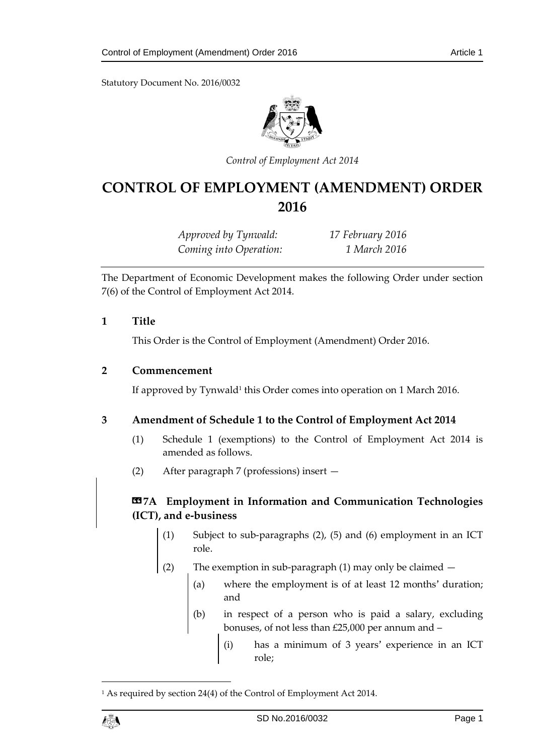Statutory Document No. 2016/0032

*Control of Employment Act 2014*

# CONTROL OF EMPLOYMENT (AMENDMENT) ORDER 2016

*Approved by Tynwald:* *17 February 2016*
*Coming into Operation:* *1 March 2016*

The Department of Economic Development makes the following Order under section 7(6) of the Control of Employment Act 2014.

## 1 Title

This Order is the Control of Employment (Amendment) Order 2016.

## 2 Commencement

If approved by Tynwald[1] this Order comes into operation on 1 March 2016.

## 3 Amendment of Schedule 1 to the Control of Employment Act 2014

(1) Schedule 1 (exemptions) to the Control of Employment Act 2014 is amended as follows.

(2) After paragraph 7 (professions) insert —

### «7A Employment in Information and Communication Technologies (ICT), and e-business

(1) Subject to sub-paragraphs (2), (5) and (6) employment in an ICT role.

(2) The exemption in sub-paragraph (1) may only be claimed —

(a) where the employment is of at least 12 months' duration; and

(b) in respect of a person who is paid a salary, excluding bonuses, of not less than £25,000 per annum and –

(i) has a minimum of 3 years' experience in an ICT role;

---

[1] As required by section 24(4) of the Control of Employment Act 2014.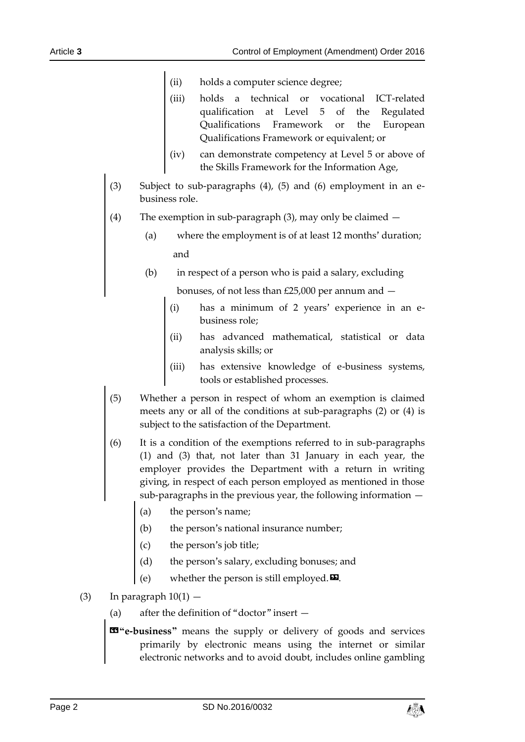(ii) holds a computer science degree;

(iii) holds a technical or vocational ICT-related qualification at Level 5 of the Regulated Qualifications Framework or the European Qualifications Framework or equivalent; or

(iv) can demonstrate competency at Level 5 or above of the Skills Framework for the Information Age,

(3) Subject to sub-paragraphs (4), (5) and (6) employment in an e-business role.

(4) The exemption in sub-paragraph (3), may only be claimed —

(a) where the employment is of at least 12 months' duration; and

(b) in respect of a person who is paid a salary, excluding bonuses, of not less than £25,000 per annum and —

(i) has a minimum of 2 years' experience in an e-business role;

(ii) has advanced mathematical, statistical or data analysis skills; or

(iii) has extensive knowledge of e-business systems, tools or established processes.

(5) Whether a person in respect of whom an exemption is claimed meets any or all of the conditions at sub-paragraphs (2) or (4) is subject to the satisfaction of the Department.

(6) It is a condition of the exemptions referred to in sub-paragraphs (1) and (3) that, not later than 31 January in each year, the employer provides the Department with a return in writing giving, in respect of each person employed as mentioned in those sub-paragraphs in the previous year, the following information —

(a) the person's name;

(b) the person's national insurance number;

(c) the person's job title;

(d) the person's salary, excluding bonuses; and

(e) whether the person is still employed.».

(3) In paragraph 10(1) —

(a) after the definition of "doctor" insert —

«**"e-business"** means the supply or delivery of goods and services primarily by electronic means using the internet or similar electronic networks and to avoid doubt, includes online gambling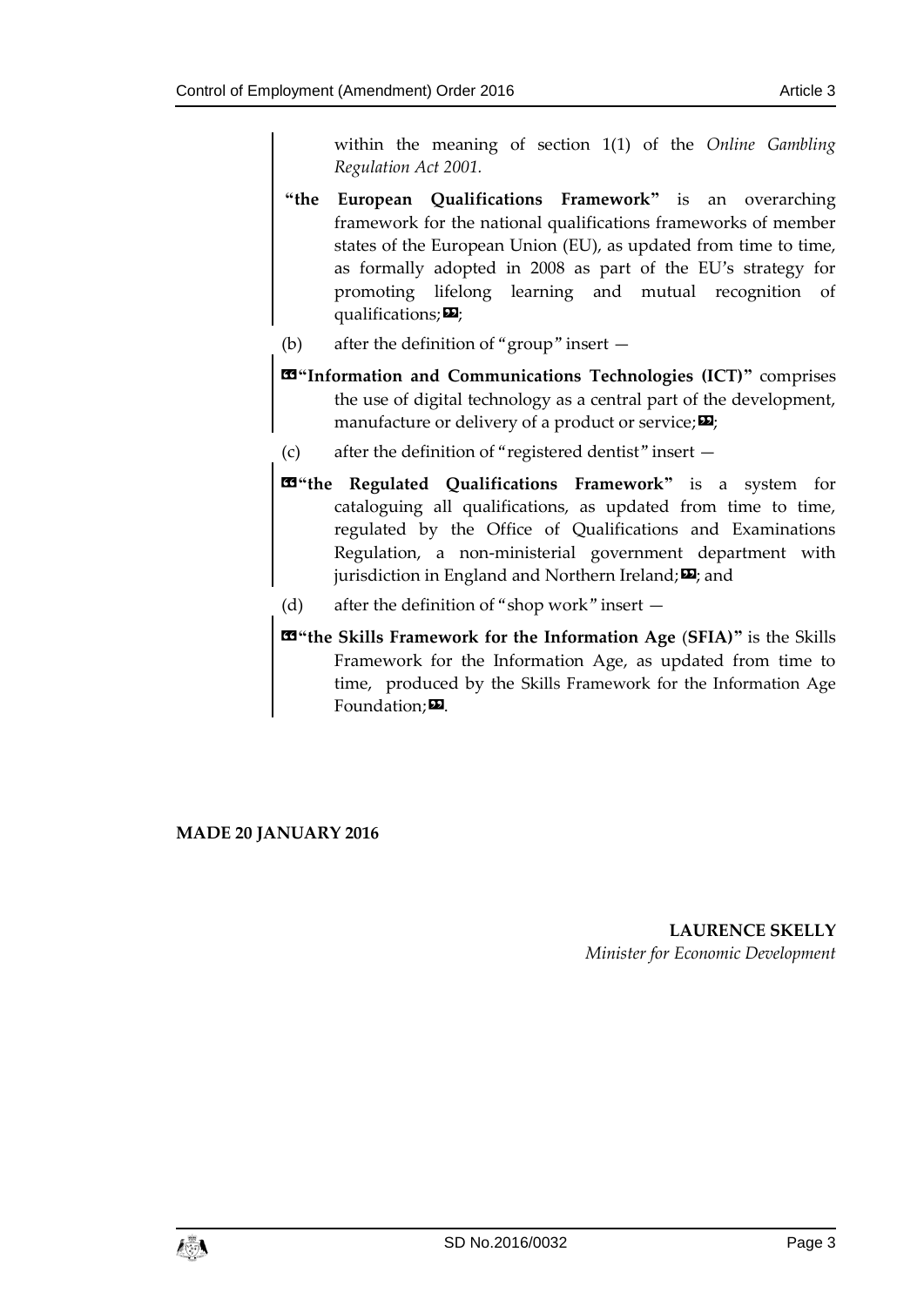within the meaning of section 1(1) of the *Online Gambling Regulation Act 2001.*

**"the European Qualifications Framework"** is an overarching framework for the national qualifications frameworks of member states of the European Union (EU), as updated from time to time, as formally adopted in 2008 as part of the EU's strategy for promoting lifelong learning and mutual recognition of qualifications;»;

(b) after the definition of "group" insert —

«**"Information and Communications Technologies (ICT)"** comprises the use of digital technology as a central part of the development, manufacture or delivery of a product or service;»;

(c) after the definition of "registered dentist" insert —

«**"the Regulated Qualifications Framework"** is a system for cataloguing all qualifications, as updated from time to time, regulated by the Office of Qualifications and Examinations Regulation, a non-ministerial government department with jurisdiction in England and Northern Ireland;»; and

(d) after the definition of "shop work" insert —

«**"the Skills Framework for the Information Age (SFIA)"** is the Skills Framework for the Information Age, as updated from time to time, produced by the Skills Framework for the Information Age Foundation;».

**MADE 20 JANUARY 2016**

**LAURENCE SKELLY**
*Minister for Economic Development*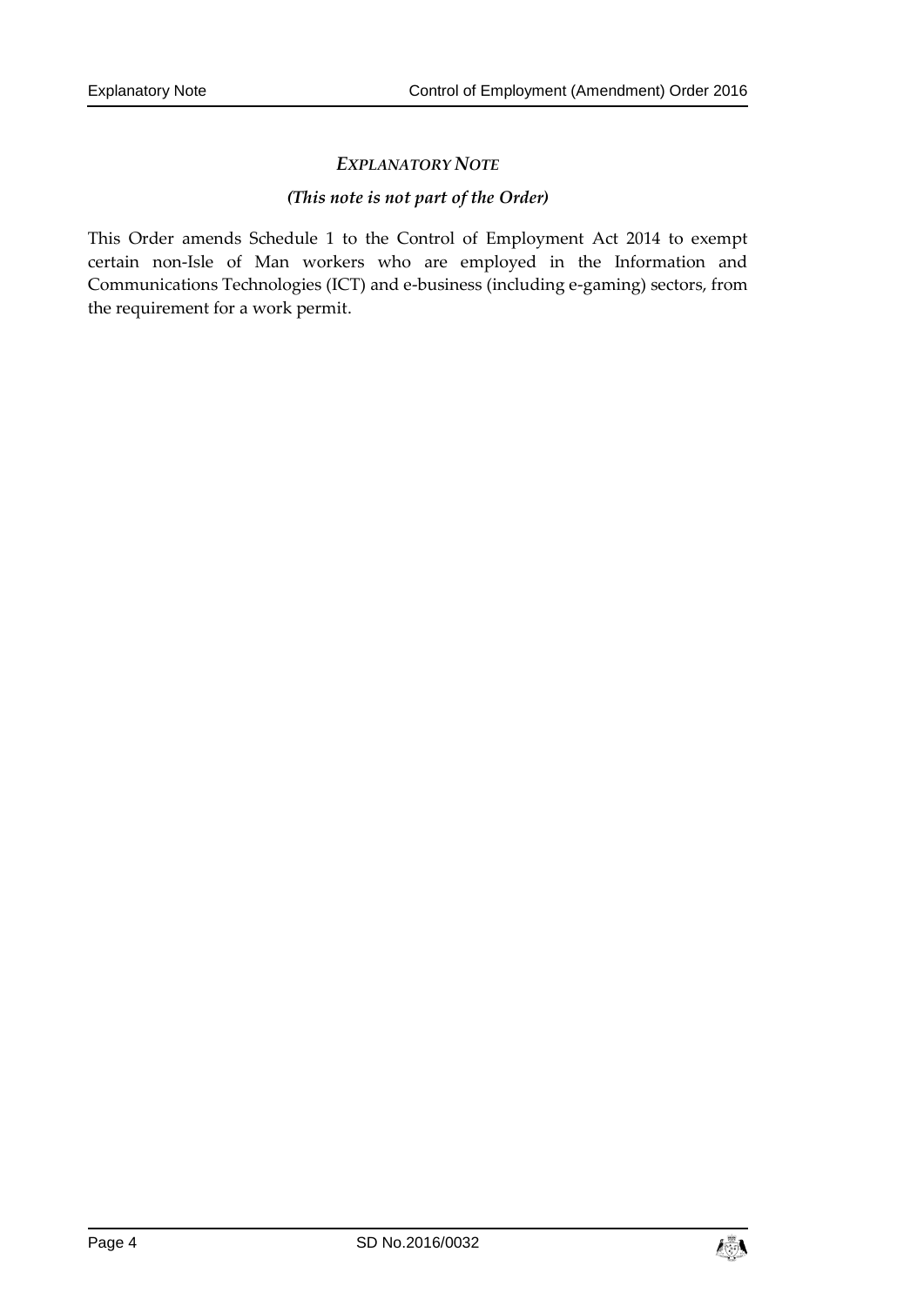## *EXPLANATORY NOTE*

***(This note is not part of the Order)***

This Order amends Schedule 1 to the Control of Employment Act 2014 to exempt certain non-Isle of Man workers who are employed in the Information and Communications Technologies (ICT) and e-business (including e-gaming) sectors, from the requirement for a work permit.